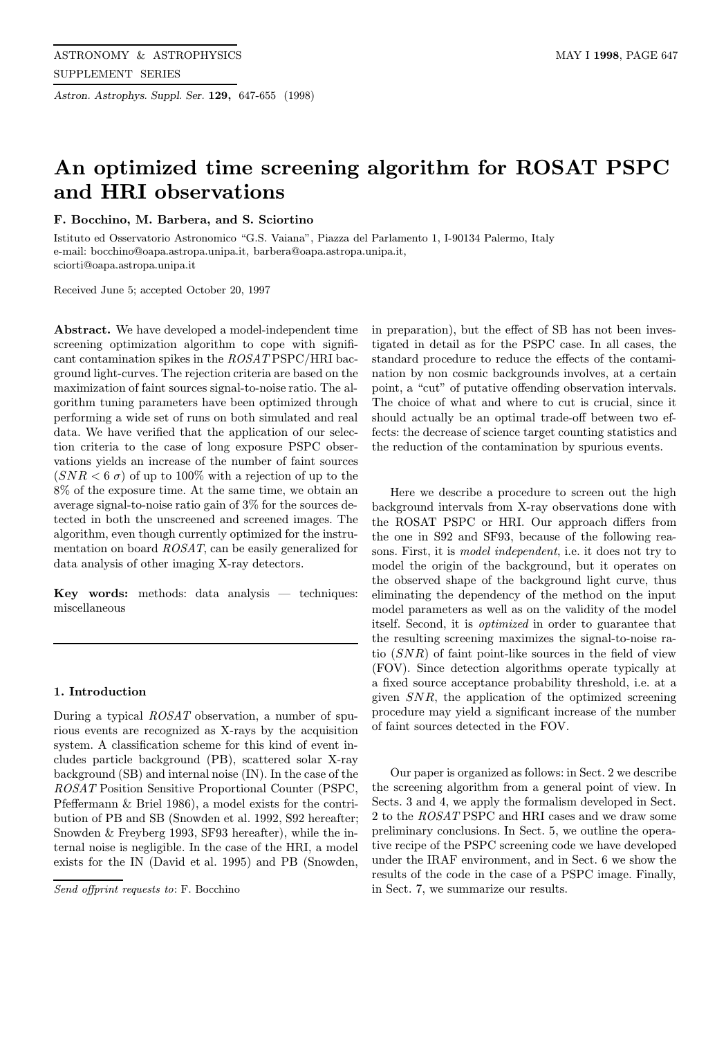# An optimized time screening algorithm for ROSAT PSPC and HRI observations

**F. Bocchino, M. Barbera, and S. Sciortino**

Istituto ed Osservatorio Astronomico "G.S. Vaiana", Piazza del Parlamento 1, I-90134 Palermo, Italy
e-mail: bocchino@oapa.astropa.unipa.it, barbera@oapa.astropa.unipa.it, sciorti@oapa.astropa.unipa.it

Received June 5; accepted October 20, 1997

**Abstract.** We have developed a model-independent time screening optimization algorithm to cope with significant contamination spikes in the *ROSAT* PSPC/HRI background light-curves. The rejection criteria are based on the maximization of faint sources signal-to-noise ratio. The algorithm tuning parameters have been optimized through performing a wide set of runs on both simulated and real data. We have verified that the application of our selection criteria to the case of long exposure PSPC observations yields an increase of the number of faint sources ($SNR < 6\ \sigma$) of up to 100% with a rejection of up to the 8% of the exposure time. At the same time, we obtain an average signal-to-noise ratio gain of 3% for the sources detected in both the unscreened and screened images. The algorithm, even though currently optimized for the instrumentation on board *ROSAT*, can be easily generalized for data analysis of other imaging X-ray detectors.

**Key words:** methods: data analysis — techniques: miscellaneous

## 1. Introduction

During a typical *ROSAT* observation, a number of spurious events are recognized as X-rays by the acquisition system. A classification scheme for this kind of event includes particle background (PB), scattered solar X-ray background (SB) and internal noise (IN). In the case of the *ROSAT* Position Sensitive Proportional Counter (PSPC, Pfeffermann & Briel 1986), a model exists for the contribution of PB and SB (Snowden et al. 1992, S92 hereafter; Snowden & Freyberg 1993, SF93 hereafter), while the internal noise is negligible. In the case of the HRI, a model exists for the IN (David et al. 1995) and PB (Snowden, in preparation), but the effect of SB has not been investigated in detail as for the PSPC case. In all cases, the standard procedure to reduce the effects of the contamination by non cosmic backgrounds involves, at a certain point, a "cut" of putative offending observation intervals. The choice of what and where to cut is crucial, since it should actually be an optimal trade-off between two effects: the decrease of science target counting statistics and the reduction of the contamination by spurious events.

Here we describe a procedure to screen out the high background intervals from X-ray observations done with the ROSAT PSPC or HRI. Our approach differs from the one in S92 and SF93, because of the following reasons. First, it is *model independent*, i.e. it does not try to model the origin of the background, but it operates on the observed shape of the background light curve, thus eliminating the dependency of the method on the input model parameters as well as on the validity of the model itself. Second, it is *optimized* in order to guarantee that the resulting screening maximizes the signal-to-noise ratio ($SNR$) of faint point-like sources in the field of view (FOV). Since detection algorithms operate typically at a fixed source acceptance probability threshold, i.e. at a given $SNR$, the application of the optimized screening procedure may yield a significant increase of the number of faint sources detected in the FOV.

Our paper is organized as follows: in Sect. 2 we describe the screening algorithm from a general point of view. In Sects. 3 and 4, we apply the formalism developed in Sect. 2 to the *ROSAT* PSPC and HRI cases and we draw some preliminary conclusions. In Sect. 5, we outline the operative recipe of the PSPC screening code we have developed under the IRAF environment, and in Sect. 6 we show the results of the code in the case of a PSPC image. Finally, in Sect. 7, we summarize our results.

*Send offprint requests to*: F. Bocchino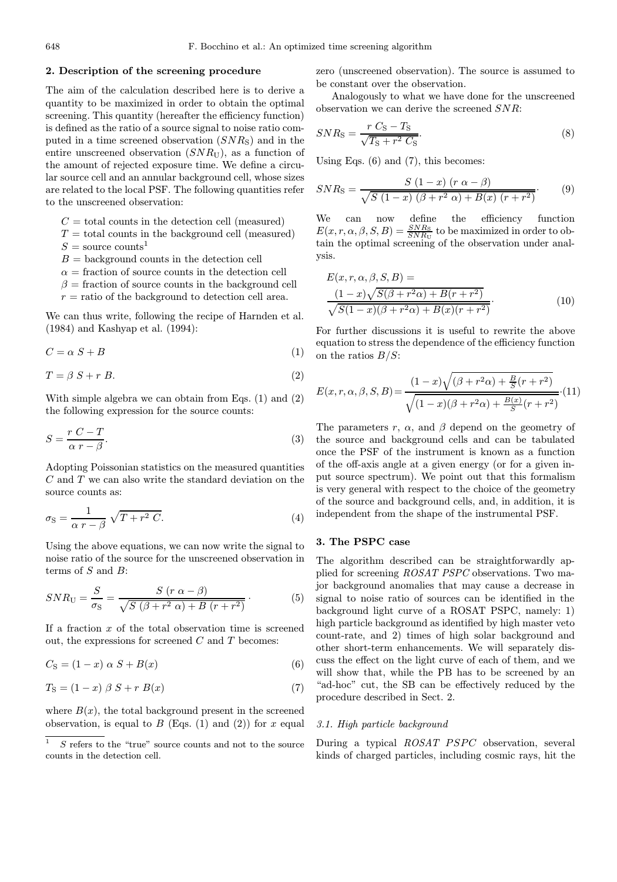## 2. Description of the screening procedure

The aim of the calculation described here is to derive a quantity to be maximized in order to obtain the optimal screening. This quantity (hereafter the efficiency function) is defined as the ratio of a source signal to noise ratio computed in a time screened observation ($SNR_{\rm S}$) and in the entire unscreened observation ($SNR_{\rm U}$), as a function of the amount of rejected exposure time. We define a circular source cell and an annular background cell, whose sizes are related to the local PSF. The following quantities refer to the unscreened observation:

- $C$ = total counts in the detection cell (measured)
- $T$ = total counts in the background cell (measured)
- $S$ = source counts[1]
- $B$ = background counts in the detection cell
- $\alpha$ = fraction of source counts in the detection cell
- $\beta$ = fraction of source counts in the background cell
- $r$ = ratio of the background to detection cell area.

We can thus write, following the recipe of Harnden et al. (1984) and Kashyap et al. (1994):

$$C = \alpha\, S + B \tag{1}$$

$$T = \beta\, S + r\, B. \tag{2}$$

With simple algebra we can obtain from Eqs. (1) and (2) the following expression for the source counts:

$$S = \frac{r\, C - T}{\alpha\, r - \beta}. \tag{3}$$

Adopting Poissonian statistics on the measured quantities $C$ and $T$ we can also write the standard deviation on the source counts as:

$$\sigma_{\rm S} = \frac{1}{\alpha\, r - \beta}\, \sqrt{T + r^2\, C}. \tag{4}$$

Using the above equations, we can now write the signal to noise ratio of the source for the unscreened observation in terms of $S$ and $B$:

$$SNR_{\rm U} = \frac{S}{\sigma_{\rm S}} = \frac{S\, (r\, \alpha - \beta)}{\sqrt{S\, (\beta + r^2\, \alpha) + B\, (r + r^2)}}\cdot \tag{5}$$

If a fraction $x$ of the total observation time is screened out, the expressions for screened $C$ and $T$ becomes:

$$C_{\rm S} = (1 - x)\, \alpha\, S + B(x) \tag{6}$$

$$T_{\rm S} = (1 - x)\, \beta\, S + r\, B(x) \tag{7}$$

where $B(x)$, the total background present in the screened observation, is equal to $B$ (Eqs. (1) and (2)) for $x$ equal zero (unscreened observation). The source is assumed to be constant over the observation.

Analogously to what we have done for the unscreened observation we can derive the screened $SNR$:

$$SNR_{\rm S} = \frac{r\, C_{\rm S} - T_{\rm S}}{\sqrt{T_{\rm S} + r^2\, C_{\rm S}}}. \tag{8}$$

Using Eqs. (6) and (7), this becomes:

$$SNR_{\rm S} = \frac{S\, (1 - x)\, (r\, \alpha - \beta)}{\sqrt{S\, (1 - x)\, (\beta + r^2\, \alpha) + B(x)\, (r + r^2)}}\cdot \tag{9}$$

We can now define the efficiency function $E(x, r, \alpha, \beta, S, B) = \frac{SNR_{\rm S}}{SNR_{\rm U}}$ to be maximized in order to obtain the optimal screening of the observation under analysis.

$$E(x, r, \alpha, \beta, S, B) = \frac{(1 - x)\sqrt{S(\beta + r^2\alpha) + B(r + r^2)}}{\sqrt{S(1 - x)(\beta + r^2\alpha) + B(x)(r + r^2)}}. \tag{10}$$

For further discussions it is useful to rewrite the above equation to stress the dependence of the efficiency function on the ratios $B/S$:

$$E(x, r, \alpha, \beta, S, B) = \frac{(1 - x)\sqrt{(\beta + r^2\alpha) + \frac{B}{S}(r + r^2)}}{\sqrt{(1 - x)(\beta + r^2\alpha) + \frac{B(x)}{S}(r + r^2)}}\cdot \tag{11}$$

The parameters $r$, $\alpha$, and $\beta$ depend on the geometry of the source and background cells and can be tabulated once the PSF of the instrument is known as a function of the off-axis angle at a given energy (or for a given input source spectrum). We point out that this formalism is very general with respect to the choice of the geometry of the source and background cells, and, in addition, it is independent from the shape of the instrumental PSF.

## 3. The PSPC case

The algorithm described can be straightforwardly applied for screening *ROSAT PSPC* observations. Two major background anomalies that may cause a decrease in signal to noise ratio of sources can be identified in the background light curve of a ROSAT PSPC, namely: 1) high particle background as identified by high master veto count-rate, and 2) times of high solar background and other short-term enhancements. We will separately discuss the effect on the light curve of each of them, and we will show that, while the PB has to be screened by an "ad-hoc" cut, the SB can be effectively reduced by the procedure described in Sect. 2.

### 3.1. High particle background

During a typical *ROSAT PSPC* observation, several kinds of charged particles, including cosmic rays, hit the

[1] $S$ refers to the "true" source counts and not to the source counts in the detection cell.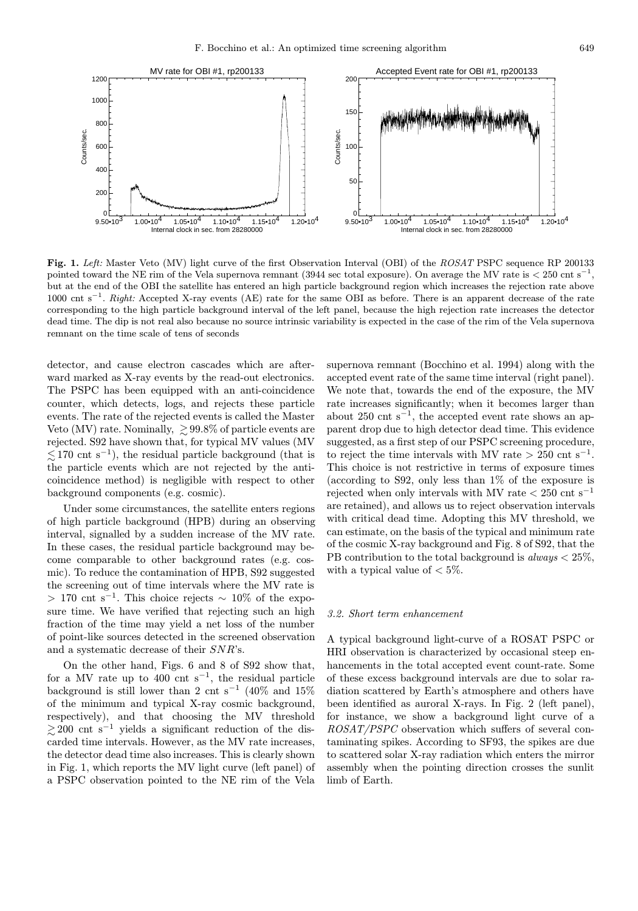**Fig. 1.** *Left:* Master Veto (MV) light curve of the first Observation Interval (OBI) of the *ROSAT* PSPC sequence RP 200133 pointed toward the NE rim of the Vela supernova remnant (3944 sec total exposure). On average the MV rate is $< 250$ cnt s$^{-1}$, but at the end of the OBI the satellite has entered an high particle background region which increases the rejection rate above 1000 cnt s$^{-1}$. *Right:* Accepted X-ray events (AE) rate for the same OBI as before. There is an apparent decrease of the rate corresponding to the high particle background interval of the left panel, because the high rejection rate increases the detector dead time. The dip is not real also because no source intrinsic variability is expected in the case of the rim of the Vela supernova remnant on the time scale of tens of seconds

detector, and cause electron cascades which are afterward marked as X-ray events by the read-out electronics. The PSPC has been equipped with an anti-coincidence counter, which detects, logs, and rejects these particle events. The rate of the rejected events is called the Master Veto (MV) rate. Nominally, $\gtrsim 99.8\%$ of particle events are rejected. S92 have shown that, for typical MV values (MV $\lesssim 170$ cnt s$^{-1}$), the residual particle background (that is the particle events which are not rejected by the anti-coincidence method) is negligible with respect to other background components (e.g. cosmic).

Under some circumstances, the satellite enters regions of high particle background (HPB) during an observing interval, signalled by a sudden increase of the MV rate. In these cases, the residual particle background may become comparable to other background rates (e.g. cosmic). To reduce the contamination of HPB, S92 suggested the screening out of time intervals where the MV rate is $> 170$ cnt s$^{-1}$. This choice rejects $\sim 10\%$ of the exposure time. We have verified that rejecting such an high fraction of the time may yield a net loss of the number of point-like sources detected in the screened observation and a systematic decrease of their $SNR$'s.

On the other hand, Figs. 6 and 8 of S92 show that, for a MV rate up to 400 cnt s$^{-1}$, the residual particle background is still lower than 2 cnt s$^{-1}$ (40% and 15% of the minimum and typical X-ray cosmic background, respectively), and that choosing the MV threshold $\gtrsim 200$ cnt s$^{-1}$ yields a significant reduction of the discarded time intervals. However, as the MV rate increases, the detector dead time also increases. This is clearly shown in Fig. 1, which reports the MV light curve (left panel) of a PSPC observation pointed to the NE rim of the Vela supernova remnant (Bocchino et al. 1994) along with the accepted event rate of the same time interval (right panel). We note that, towards the end of the exposure, the MV rate increases significantly; when it becomes larger than about 250 cnt s$^{-1}$, the accepted event rate shows an apparent drop due to high detector dead time. This evidence suggested, as a first step of our PSPC screening procedure, to reject the time intervals with MV rate $> 250$ cnt s$^{-1}$. This choice is not restrictive in terms of exposure times (according to S92, only less than 1% of the exposure is rejected when only intervals with MV rate $< 250$ cnt s$^{-1}$ are retained), and allows us to reject observation intervals with critical dead time. Adopting this MV threshold, we can estimate, on the basis of the typical and minimum rate of the cosmic X-ray background and Fig. 8 of S92, that the PB contribution to the total background is *always* $< 25\%$, with a typical value of $< 5\%$.

### 3.2. Short term enhancement

A typical background light-curve of a ROSAT PSPC or HRI observation is characterized by occasional steep enhancements in the total accepted event count-rate. Some of these excess background intervals are due to solar radiation scattered by Earth's atmosphere and others have been identified as auroral X-rays. In Fig. 2 (left panel), for instance, we show a background light curve of a *ROSAT/PSPC* observation which suffers of several contaminating spikes. According to SF93, the spikes are due to scattered solar X-ray radiation which enters the mirror assembly when the pointing direction crosses the sunlit limb of Earth.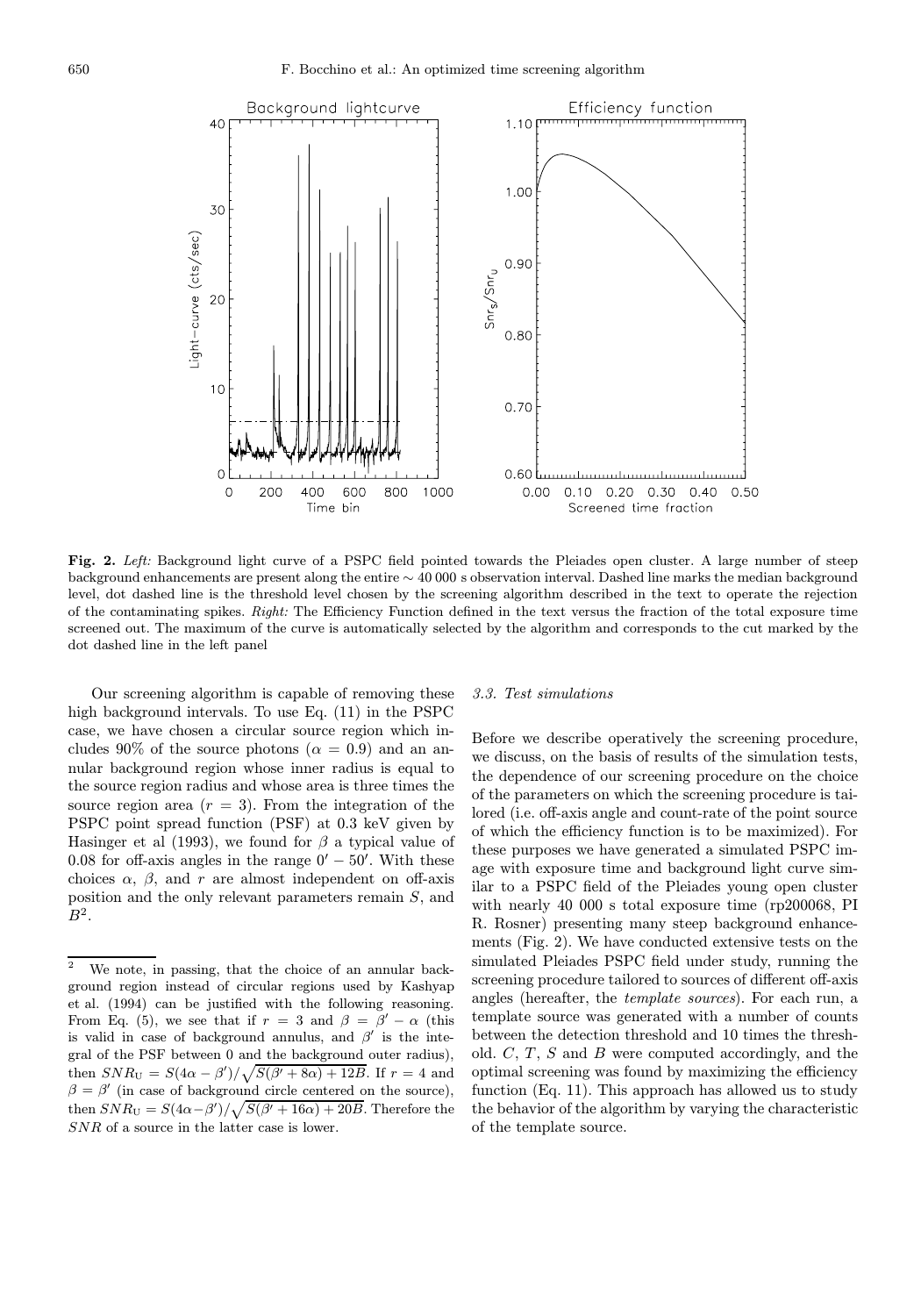**Fig. 2.** *Left:* Background light curve of a PSPC field pointed towards the Pleiades open cluster. A large number of steep background enhancements are present along the entire $\sim 40\,000$ s observation interval. Dashed line marks the median background level, dot dashed line is the threshold level chosen by the screening algorithm described in the text to operate the rejection of the contaminating spikes. *Right:* The Efficiency Function defined in the text versus the fraction of the total exposure time screened out. The maximum of the curve is automatically selected by the algorithm and corresponds to the cut marked by the dot dashed line in the left panel

Our screening algorithm is capable of removing these high background intervals. To use Eq. (11) in the PSPC case, we have chosen a circular source region which includes 90% of the source photons ($\alpha = 0.9$) and an annular background region whose inner radius is equal to the source region radius and whose area is three times the source region area ($r = 3$). From the integration of the PSPC point spread function (PSF) at 0.3 keV given by Hasinger et al (1993), we found for $\beta$ a typical value of 0.08 for off-axis angles in the range $0' - 50'$. With these choices $\alpha$, $\beta$, and $r$ are almost independent on off-axis position and the only relevant parameters remain $S$, and $B$[2].

[2] We note, in passing, that the choice of an annular background region instead of circular regions used by Kashyap et al. (1994) can be justified with the following reasoning. From Eq. (5), we see that if $r = 3$ and $\beta = \beta' - \alpha$ (this is valid in case of background annulus, and $\beta'$ is the integral of the PSF between 0 and the background outer radius), then $SNR_{\rm U} = S(4\alpha - \beta')/\sqrt{S(\beta' + 8\alpha) + 12B}$. If $r = 4$ and $\beta = \beta'$ (in case of background circle centered on the source), then $SNR_{\rm U} = S(4\alpha - \beta')/\sqrt{S(\beta' + 16\alpha) + 20B}$. Therefore the $SNR$ of a source in the latter case is lower.

### *3.3. Test simulations*

Before we describe operatively the screening procedure, we discuss, on the basis of results of the simulation tests, the dependence of our screening procedure on the choice of the parameters on which the screening procedure is tailored (i.e. off-axis angle and count-rate of the point source of which the efficiency function is to be maximized). For these purposes we have generated a simulated PSPC image with exposure time and background light curve similar to a PSPC field of the Pleiades young open cluster with nearly 40 000 s total exposure time (rp200068, PI R. Rosner) presenting many steep background enhancements (Fig. 2). We have conducted extensive tests on the simulated Pleiades PSPC field under study, running the screening procedure tailored to sources of different off-axis angles (hereafter, the *template sources*). For each run, a template source was generated with a number of counts between the detection threshold and 10 times the threshold. $C$, $T$, $S$ and $B$ were computed accordingly, and the optimal screening was found by maximizing the efficiency function (Eq. 11). This approach has allowed us to study the behavior of the algorithm by varying the characteristic of the template source.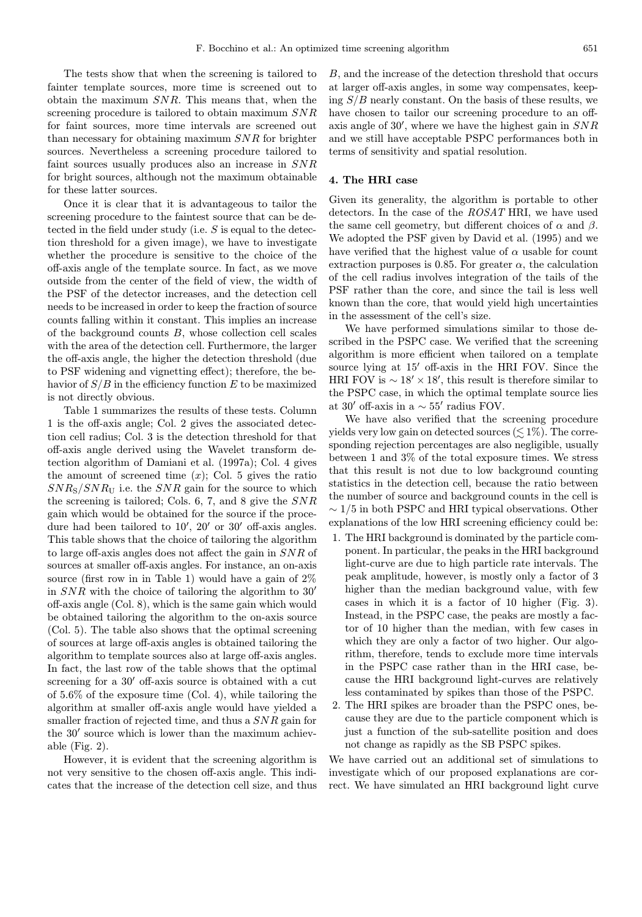The tests show that when the screening is tailored to fainter template sources, more time is screened out to obtain the maximum $SNR$. This means that, when the screening procedure is tailored to obtain maximum $SNR$ for faint sources, more time intervals are screened out than necessary for obtaining maximum $SNR$ for brighter sources. Nevertheless a screening procedure tailored to faint sources usually produces also an increase in $SNR$ for bright sources, although not the maximum obtainable for these latter sources.

Once it is clear that it is advantageous to tailor the screening procedure to the faintest source that can be detected in the field under study (i.e. $S$ is equal to the detection threshold for a given image), we have to investigate whether the procedure is sensitive to the choice of the off-axis angle of the template source. In fact, as we move outside from the center of the field of view, the width of the PSF of the detector increases, and the detection cell needs to be increased in order to keep the fraction of source counts falling within it constant. This implies an increase of the background counts $B$, whose collection cell scales with the area of the detection cell. Furthermore, the larger the off-axis angle, the higher the detection threshold (due to PSF widening and vignetting effect); therefore, the behavior of $S/B$ in the efficiency function $E$ to be maximized is not directly obvious.

Table 1 summarizes the results of these tests. Column 1 is the off-axis angle; Col. 2 gives the associated detection cell radius; Col. 3 is the detection threshold for that off-axis angle derived using the Wavelet transform detection algorithm of Damiani et al. (1997a); Col. 4 gives the amount of screened time ($x$); Col. 5 gives the ratio $SNR_{\rm S}/SNR_{\rm U}$ i.e. the $SNR$ gain for the source to which the screening is tailored; Cols. 6, 7, and 8 give the $SNR$ gain which would be obtained for the source if the procedure had been tailored to $10'$, $20'$ or $30'$ off-axis angles. This table shows that the choice of tailoring the algorithm to large off-axis angles does not affect the gain in $SNR$ of sources at smaller off-axis angles. For instance, an on-axis source (first row in in Table 1) would have a gain of 2% in $SNR$ with the choice of tailoring the algorithm to $30'$ off-axis angle (Col. 8), which is the same gain which would be obtained tailoring the algorithm to the on-axis source (Col. 5). The table also shows that the optimal screening of sources at large off-axis angles is obtained tailoring the algorithm to template sources also at large off-axis angles. In fact, the last row of the table shows that the optimal screening for a $30'$ off-axis source is obtained with a cut of 5.6% of the exposure time (Col. 4), while tailoring the algorithm at smaller off-axis angle would have yielded a smaller fraction of rejected time, and thus a $SNR$ gain for the $30'$ source which is lower than the maximum achievable (Fig. 2).

However, it is evident that the screening algorithm is not very sensitive to the chosen off-axis angle. This indicates that the increase of the detection cell size, and thus $B$, and the increase of the detection threshold that occurs at larger off-axis angles, in some way compensates, keeping $S/B$ nearly constant. On the basis of these results, we have chosen to tailor our screening procedure to an off-axis angle of $30'$, where we have the highest gain in $SNR$ and we still have acceptable PSPC performances both in terms of sensitivity and spatial resolution.

## 4. The HRI case

Given its generality, the algorithm is portable to other detectors. In the case of the *ROSAT* HRI, we have used the same cell geometry, but different choices of $\alpha$ and $\beta$. We adopted the PSF given by David et al. (1995) and we have verified that the highest value of $\alpha$ usable for count extraction purposes is 0.85. For greater $\alpha$, the calculation of the cell radius involves integration of the tails of the PSF rather than the core, and since the tail is less well known than the core, that would yield high uncertainties in the assessment of the cell's size.

We have performed simulations similar to those described in the PSPC case. We verified that the screening algorithm is more efficient when tailored on a template source lying at $15'$ off-axis in the HRI FOV. Since the HRI FOV is $\sim 18' \times 18'$, this result is therefore similar to the PSPC case, in which the optimal template source lies at $30'$ off-axis in a $\sim 55'$ radius FOV.

We have also verified that the screening procedure yields very low gain on detected sources ($\lesssim 1\%$). The corresponding rejection percentages are also negligible, usually between 1 and 3% of the total exposure times. We stress that this result is not due to low background counting statistics in the detection cell, because the ratio between the number of source and background counts in the cell is $\sim 1/5$ in both PSPC and HRI typical observations. Other explanations of the low HRI screening efficiency could be:

1. The HRI background is dominated by the particle component. In particular, the peaks in the HRI background light-curve are due to high particle rate intervals. The peak amplitude, however, is mostly only a factor of 3 higher than the median background value, with few cases in which it is a factor of 10 higher (Fig. 3). Instead, in the PSPC case, the peaks are mostly a factor of 10 higher than the median, with few cases in which they are only a factor of two higher. Our algorithm, therefore, tends to exclude more time intervals in the PSPC case rather than in the HRI case, because the HRI background light-curves are relatively less contaminated by spikes than those of the PSPC.
2. The HRI spikes are broader than the PSPC ones, because they are due to the particle component which is just a function of the sub-satellite position and does not change as rapidly as the SB PSPC spikes.

We have carried out an additional set of simulations to investigate which of our proposed explanations are correct. We have simulated an HRI background light curve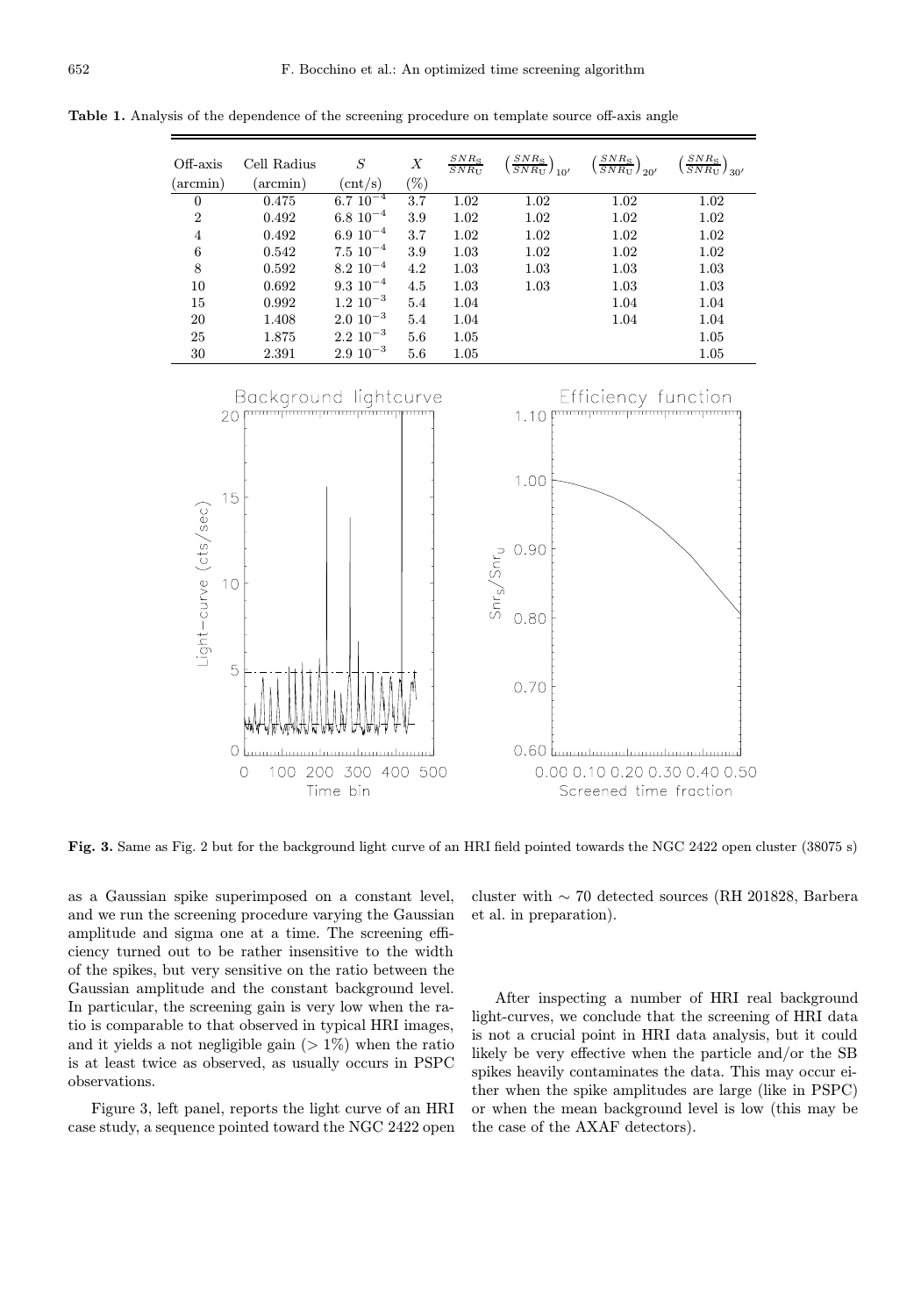**Table 1.** Analysis of the dependence of the screening procedure on template source off-axis angle

| Off-axis (arcmin) | Cell Radius (arcmin) | $S$ (cnt/s) | $X$ (%) | $\frac{SNR_S}{SNR_U}$ | $\left(\frac{SNR_S}{SNR_U}\right)_{10'}$ | $\left(\frac{SNR_S}{SNR_U}\right)_{20'}$ | $\left(\frac{SNR_S}{SNR_U}\right)_{30'}$ |
|---|---|---|---|---|---|---|---|
| 0 | 0.475 | $6.7\ 10^{-4}$ | 3.7 | 1.02 | 1.02 | 1.02 | 1.02 |
| 2 | 0.492 | $6.8\ 10^{-4}$ | 3.9 | 1.02 | 1.02 | 1.02 | 1.02 |
| 4 | 0.492 | $6.9\ 10^{-4}$ | 3.7 | 1.02 | 1.02 | 1.02 | 1.02 |
| 6 | 0.542 | $7.5\ 10^{-4}$ | 3.9 | 1.03 | 1.02 | 1.02 | 1.02 |
| 8 | 0.592 | $8.2\ 10^{-4}$ | 4.2 | 1.03 | 1.03 | 1.03 | 1.03 |
| 10 | 0.692 | $9.3\ 10^{-4}$ | 4.5 | 1.03 | 1.03 | 1.03 | 1.03 |
| 15 | 0.992 | $1.2\ 10^{-3}$ | 5.4 | 1.04 | | 1.04 | 1.04 |
| 20 | 1.408 | $2.0\ 10^{-3}$ | 5.4 | 1.04 | | 1.04 | 1.04 |
| 25 | 1.875 | $2.2\ 10^{-3}$ | 5.6 | 1.05 | | | 1.05 |
| 30 | 2.391 | $2.9\ 10^{-3}$ | 5.6 | 1.05 | | | 1.05 |

**Fig. 3.** Same as Fig. 2 but for the background light curve of an HRI field pointed towards the NGC 2422 open cluster (38075 s)

as a Gaussian spike superimposed on a constant level, and we run the screening procedure varying the Gaussian amplitude and sigma one at a time. The screening efficiency turned out to be rather insensitive to the width of the spikes, but very sensitive on the ratio between the Gaussian amplitude and the constant background level. In particular, the screening gain is very low when the ratio is comparable to that observed in typical HRI images, and it yields a not negligible gain ($> 1\%$) when the ratio is at least twice as observed, as usually occurs in PSPC observations.

Figure 3, left panel, reports the light curve of an HRI case study, a sequence pointed toward the NGC 2422 open cluster with $\sim 70$ detected sources (RH 201828, Barbera et al. in preparation).

After inspecting a number of HRI real background light-curves, we conclude that the screening of HRI data is not a crucial point in HRI data analysis, but it could likely be very effective when the particle and/or the SB spikes heavily contaminates the data. This may occur either when the spike amplitudes are large (like in PSPC) or when the mean background level is low (this may be the case of the AXAF detectors).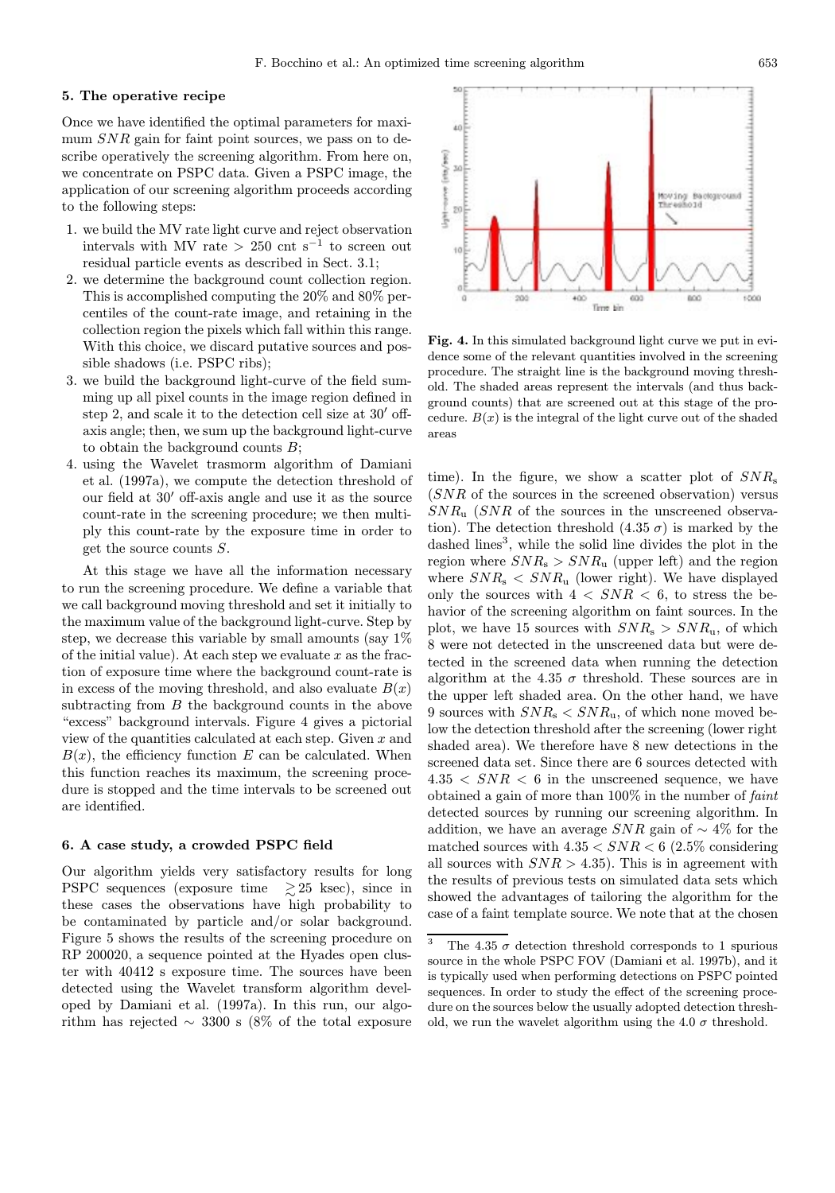## 5. The operative recipe

Once we have identified the optimal parameters for maximum $SNR$ gain for faint point sources, we pass on to describe operatively the screening algorithm. From here on, we concentrate on PSPC data. Given a PSPC image, the application of our screening algorithm proceeds according to the following steps:

1. we build the MV rate light curve and reject observation intervals with MV rate $> 250$ cnt s$^{-1}$ to screen out residual particle events as described in Sect. 3.1;
2. we determine the background count collection region. This is accomplished computing the 20% and 80% percentiles of the count-rate image, and retaining in the collection region the pixels which fall within this range. With this choice, we discard putative sources and possible shadows (i.e. PSPC ribs);
3. we build the background light-curve of the field summing up all pixel counts in the image region defined in step 2, and scale it to the detection cell size at $30'$ off-axis angle; then, we sum up the background light-curve to obtain the background counts $B$;
4. using the Wavelet trasmorm algorithm of Damiani et al. (1997a), we compute the detection threshold of our field at $30'$ off-axis angle and use it as the source count-rate in the screening procedure; we then multiply this count-rate by the exposure time in order to get the source counts $S$.

At this stage we have all the information necessary to run the screening procedure. We define a variable that we call background moving threshold and set it initially to the maximum value of the background light-curve. Step by step, we decrease this variable by small amounts (say 1% of the initial value). At each step we evaluate $x$ as the fraction of exposure time where the background count-rate is in excess of the moving threshold, and also evaluate $B(x)$ subtracting from $B$ the background counts in the above "excess" background intervals. Figure 4 gives a pictorial view of the quantities calculated at each step. Given $x$ and $B(x)$, the efficiency function $E$ can be calculated. When this function reaches its maximum, the screening procedure is stopped and the time intervals to be screened out are identified.

**Fig. 4.** In this simulated background light curve we put in evidence some of the relevant quantities involved in the screening procedure. The straight line is the background moving threshold. The shaded areas represent the intervals (and thus background counts) that are screened out at this stage of the procedure. $B(x)$ is the integral of the light curve out of the shaded areas

## 6. A case study, a crowded PSPC field

Our algorithm yields very satisfactory results for long PSPC sequences (exposure time $\gtrsim 25$ ksec), since in these cases the observations have high probability to be contaminated by particle and/or solar background. Figure 5 shows the results of the screening procedure on RP 200020, a sequence pointed at the Hyades open cluster with 40412 s exposure time. The sources have been detected using the Wavelet transform algorithm developed by Damiani et al. (1997a). In this run, our algorithm has rejected $\sim$ 3300 s (8% of the total exposure time). In the figure, we show a scatter plot of $SNR_{\rm s}$ ($SNR$ of the sources in the screened observation) versus $SNR_{\rm u}$ ($SNR$ of the sources in the unscreened observation). The detection threshold (4.35 $\sigma$) is marked by the dashed lines[3], while the solid line divides the plot in the region where $SNR_{\rm s} > SNR_{\rm u}$ (upper left) and the region where $SNR_{\rm s} < SNR_{\rm u}$ (lower right). We have displayed only the sources with $4 < SNR < 6$, to stress the behavior of the screening algorithm on faint sources. In the plot, we have 15 sources with $SNR_{\rm s} > SNR_{\rm u}$, of which 8 were not detected in the unscreened data but were detected in the screened data when running the detection algorithm at the 4.35 $\sigma$ threshold. These sources are in the upper left shaded area. On the other hand, we have 9 sources with $SNR_{\rm s} < SNR_{\rm u}$, of which none moved below the detection threshold after the screening (lower right shaded area). We therefore have 8 new detections in the screened data set. Since there are 6 sources detected with $4.35 < SNR < 6$ in the unscreened sequence, we have obtained a gain of more than 100% in the number of *faint* detected sources by running our screening algorithm. In addition, we have an average $SNR$ gain of $\sim$ 4% for the matched sources with $4.35 < SNR < 6$ (2.5% considering all sources with $SNR > 4.35$). This is in agreement with the results of previous tests on simulated data sets which showed the advantages of tailoring the algorithm for the case of a faint template source. We note that at the chosen

[3] The 4.35 $\sigma$ detection threshold corresponds to 1 spurious source in the whole PSPC FOV (Damiani et al. 1997b), and it is typically used when performing detections on PSPC pointed sequences. In order to study the effect of the screening procedure on the sources below the usually adopted detection threshold, we run the wavelet algorithm using the 4.0 $\sigma$ threshold.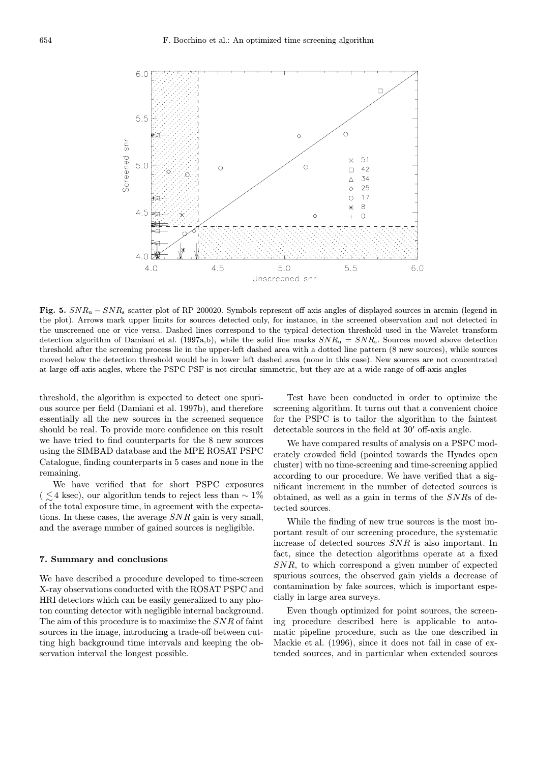**Fig. 5.** $SNR_u - SNR_s$ scatter plot of RP 200020. Symbols represent off axis angles of displayed sources in arcmin (legend in the plot). Arrows mark upper limits for sources detected only, for instance, in the screened observation and not detected in the unscreened one or vice versa. Dashed lines correspond to the typical detection threshold used in the Wavelet transform detection algorithm of Damiani et al. (1997a,b), while the solid line marks $SNR_u = SNR_s$. Sources moved above detection threshold after the screening process lie in the upper-left dashed area with a dotted line pattern (8 new sources), while sources moved below the detection threshold would be in lower left dashed area (none in this case). New sources are not concentrated at large off-axis angles, where the PSPC PSF is not circular simmetric, but they are at a wide range of off-axis angles

threshold, the algorithm is expected to detect one spurious source per field (Damiani et al. 1997b), and therefore essentially all the new sources in the screened sequence should be real. To provide more confidence on this result we have tried to find counterparts for the 8 new sources using the SIMBAD database and the MPE ROSAT PSPC Catalogue, finding counterparts in 5 cases and none in the remaining.

We have verified that for short PSPC exposures ($\lesssim$4 ksec), our algorithm tends to reject less than $\sim 1\%$ of the total exposure time, in agreement with the expectations. In these cases, the average $SNR$ gain is very small, and the average number of gained sources is negligible.

## 7. Summary and conclusions

We have described a procedure developed to time-screen X-ray observations conducted with the ROSAT PSPC and HRI detectors which can be easily generalized to any photon counting detector with negligible internal background. The aim of this procedure is to maximize the $SNR$ of faint sources in the image, introducing a trade-off between cutting high background time intervals and keeping the observation interval the longest possible.

Test have been conducted in order to optimize the screening algorithm. It turns out that a convenient choice for the PSPC is to tailor the algorithm to the faintest detectable sources in the field at $30'$ off-axis angle.

We have compared results of analysis on a PSPC moderately crowded field (pointed towards the Hyades open cluster) with no time-screening and time-screening applied according to our procedure. We have verified that a significant increment in the number of detected sources is obtained, as well as a gain in terms of the $SNR$s of detected sources.

While the finding of new true sources is the most important result of our screening procedure, the systematic increase of detected sources $SNR$ is also important. In fact, since the detection algorithms operate at a fixed $SNR$, to which correspond a given number of expected spurious sources, the observed gain yields a decrease of contamination by fake sources, which is important especially in large area surveys.

Even though optimized for point sources, the screening procedure described here is applicable to automatic pipeline procedure, such as the one described in Mackie et al. (1996), since it does not fail in case of extended sources, and in particular when extended sources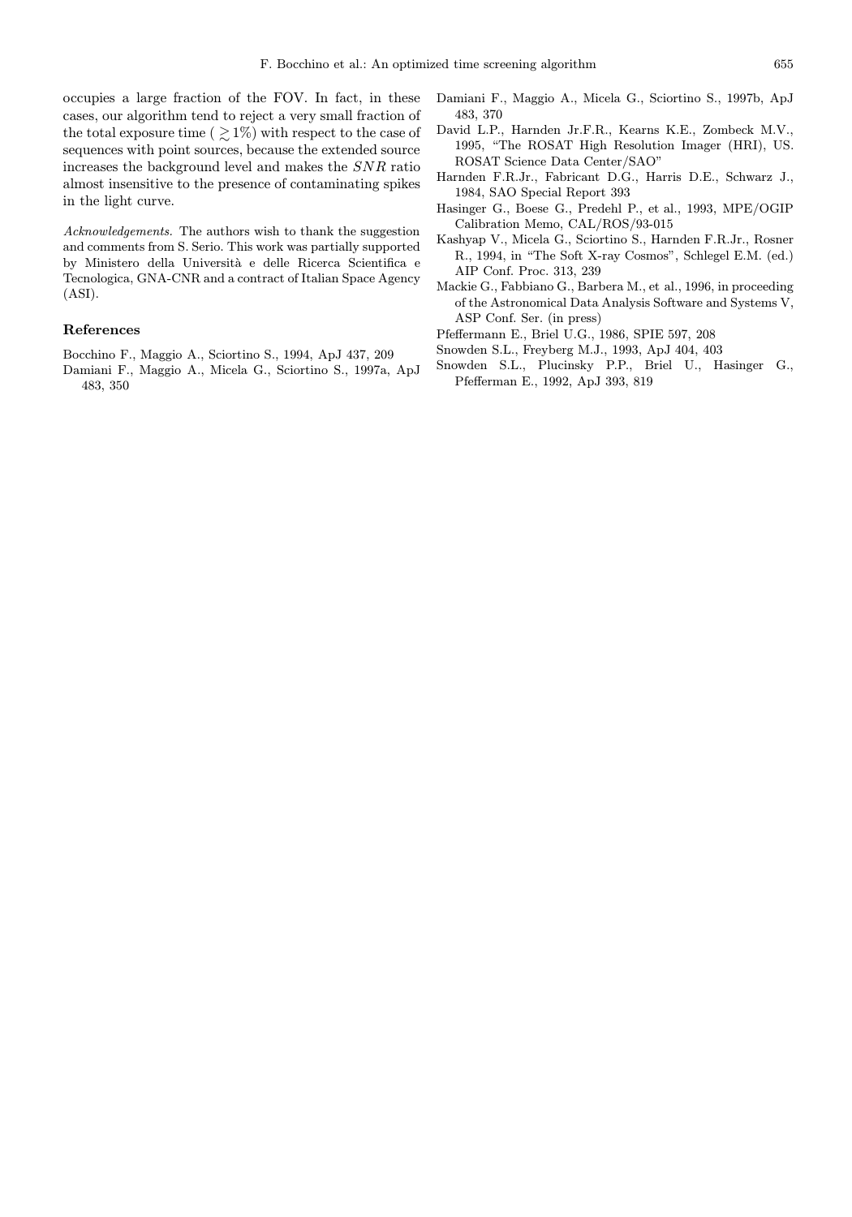occupies a large fraction of the FOV. In fact, in these cases, our algorithm tend to reject a very small fraction of the total exposure time ( $\gtrsim 1\%$) with respect to the case of sequences with point sources, because the extended source increases the background level and makes the $SNR$ ratio almost insensitive to the presence of contaminating spikes in the light curve.

*Acknowledgements.* The authors wish to thank the suggestion and comments from S. Serio. This work was partially supported by Ministero della Università e delle Ricerca Scientifica e Tecnologica, GNA-CNR and a contract of Italian Space Agency (ASI).

## References

Bocchino F., Maggio A., Sciortino S., 1994, ApJ 437, 209

Damiani F., Maggio A., Micela G., Sciortino S., 1997a, ApJ 483, 350

Damiani F., Maggio A., Micela G., Sciortino S., 1997b, ApJ 483, 370

David L.P., Harnden Jr.F.R., Kearns K.E., Zombeck M.V., 1995, "The ROSAT High Resolution Imager (HRI), US. ROSAT Science Data Center/SAO"

Harnden F.R.Jr., Fabricant D.G., Harris D.E., Schwarz J., 1984, SAO Special Report 393

Hasinger G., Boese G., Predehl P., et al., 1993, MPE/OGIP Calibration Memo, CAL/ROS/93-015

Kashyap V., Micela G., Sciortino S., Harnden F.R.Jr., Rosner R., 1994, in "The Soft X-ray Cosmos", Schlegel E.M. (ed.) AIP Conf. Proc. 313, 239

Mackie G., Fabbiano G., Barbera M., et al., 1996, in proceeding of the Astronomical Data Analysis Software and Systems V, ASP Conf. Ser. (in press)

Pfeffermann E., Briel U.G., 1986, SPIE 597, 208

Snowden S.L., Freyberg M.J., 1993, ApJ 404, 403

Snowden S.L., Plucinsky P.P., Briel U., Hasinger G., Pfefferman E., 1992, ApJ 393, 819